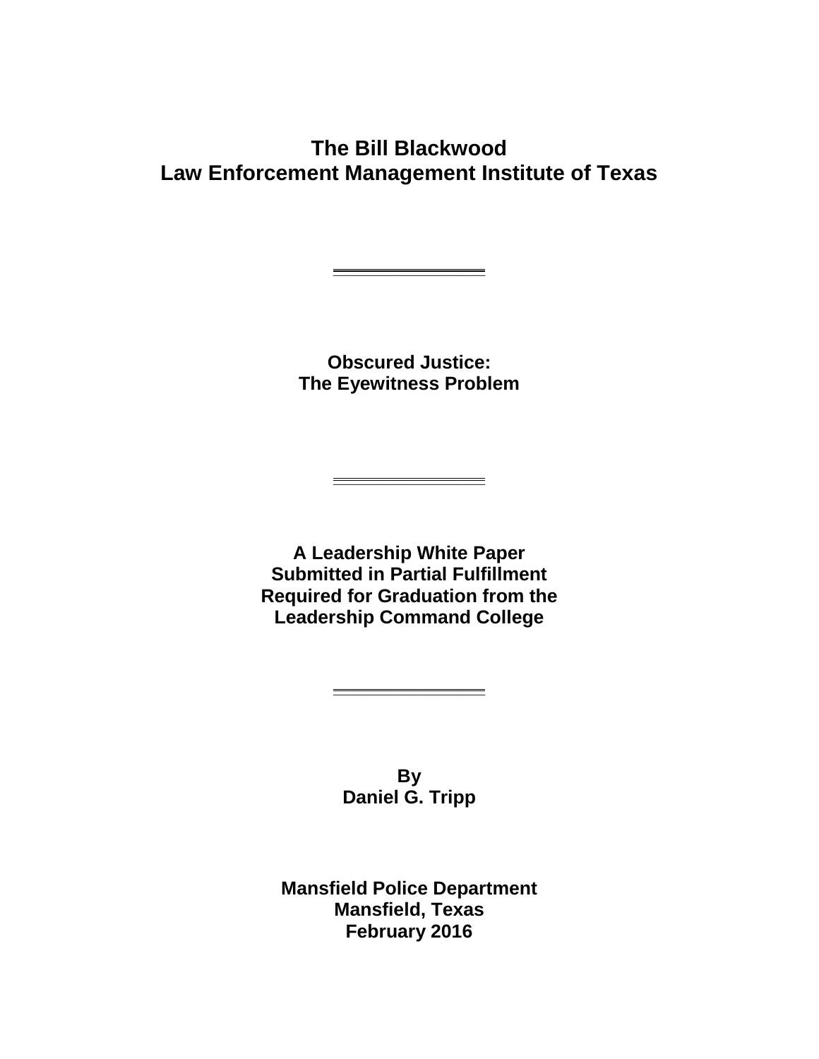# The Bill Blackwood Law Enforcement Management Institute of Texas

---

## Obscured Justice: The Eyewitness Problem

---

**A Leadership White Paper Submitted in Partial Fulfillment Required for Graduation from the Leadership Command College**

---

**By**
**Daniel G. Tripp**

**Mansfield Police Department**
**Mansfield, Texas**
**February 2016**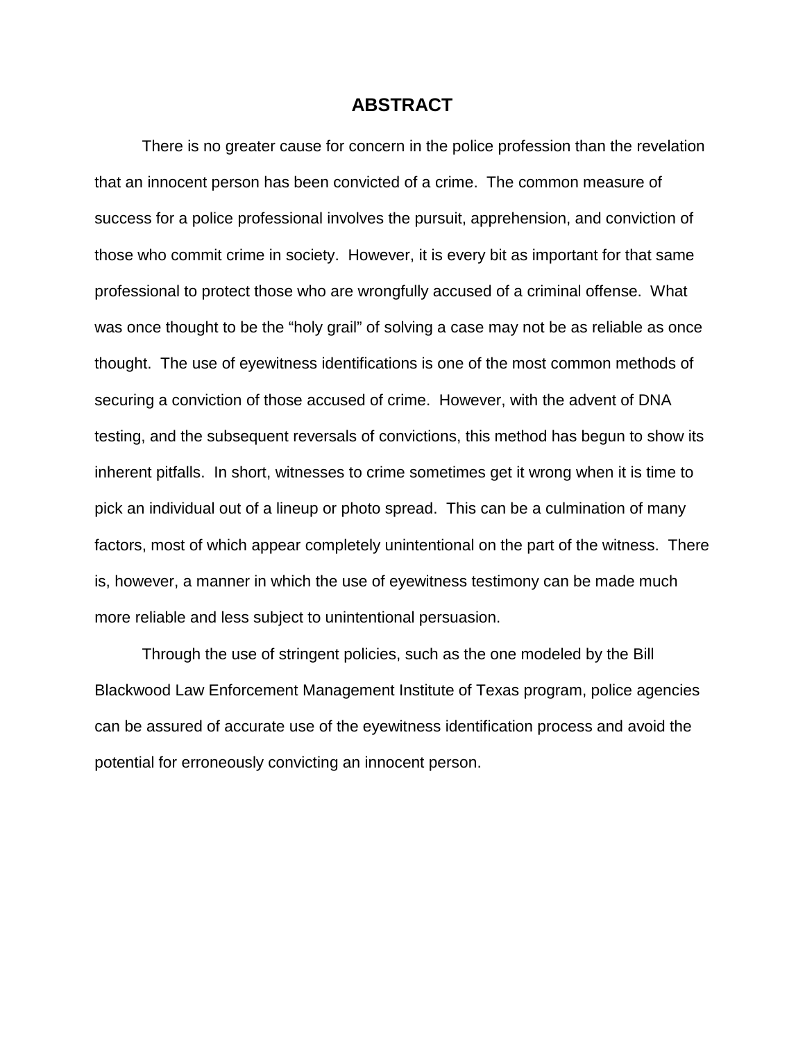# ABSTRACT

There is no greater cause for concern in the police profession than the revelation that an innocent person has been convicted of a crime. The common measure of success for a police professional involves the pursuit, apprehension, and conviction of those who commit crime in society. However, it is every bit as important for that same professional to protect those who are wrongfully accused of a criminal offense. What was once thought to be the "holy grail" of solving a case may not be as reliable as once thought. The use of eyewitness identifications is one of the most common methods of securing a conviction of those accused of crime. However, with the advent of DNA testing, and the subsequent reversals of convictions, this method has begun to show its inherent pitfalls. In short, witnesses to crime sometimes get it wrong when it is time to pick an individual out of a lineup or photo spread. This can be a culmination of many factors, most of which appear completely unintentional on the part of the witness. There is, however, a manner in which the use of eyewitness testimony can be made much more reliable and less subject to unintentional persuasion.

Through the use of stringent policies, such as the one modeled by the Bill Blackwood Law Enforcement Management Institute of Texas program, police agencies can be assured of accurate use of the eyewitness identification process and avoid the potential for erroneously convicting an innocent person.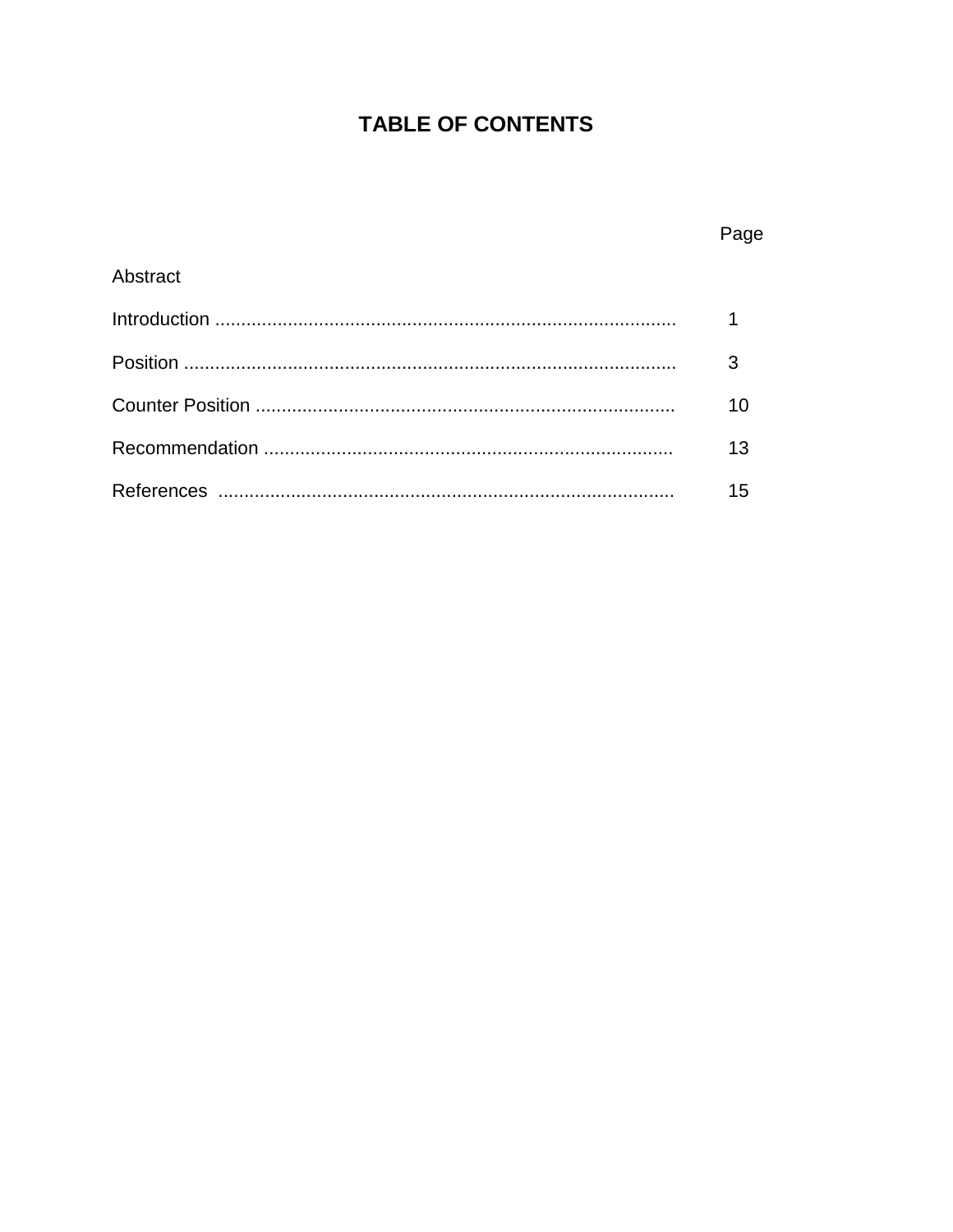## TABLE OF CONTENTS

| | Page |
|---|---|
| Abstract | |
| Introduction ........................................................................................ | 1 |
| Position .............................................................................................. | 3 |
| Counter Position ................................................................................ | 10 |
| Recommendation .............................................................................. | 13 |
| References ........................................................................................ | 15 |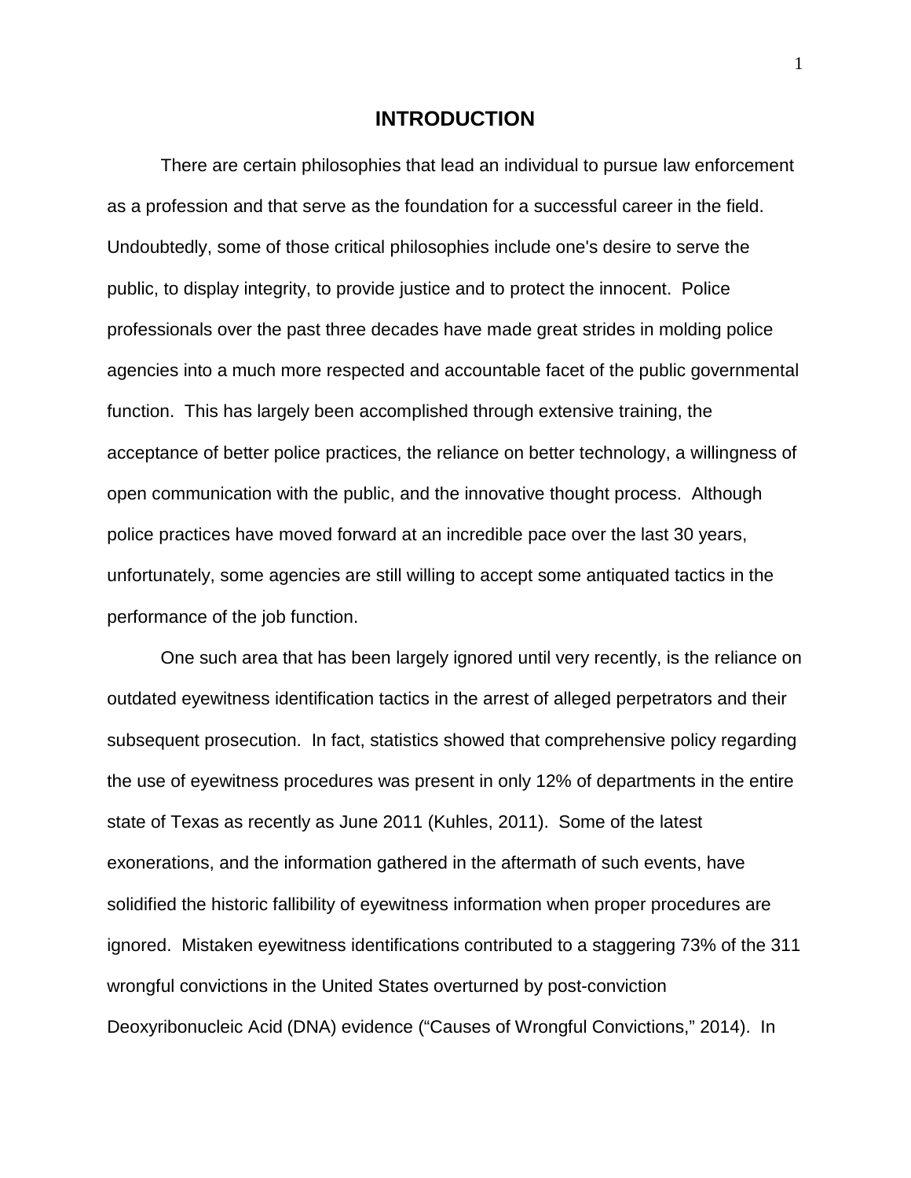# INTRODUCTION

There are certain philosophies that lead an individual to pursue law enforcement as a profession and that serve as the foundation for a successful career in the field. Undoubtedly, some of those critical philosophies include one's desire to serve the public, to display integrity, to provide justice and to protect the innocent. Police professionals over the past three decades have made great strides in molding police agencies into a much more respected and accountable facet of the public governmental function. This has largely been accomplished through extensive training, the acceptance of better police practices, the reliance on better technology, a willingness of open communication with the public, and the innovative thought process. Although police practices have moved forward at an incredible pace over the last 30 years, unfortunately, some agencies are still willing to accept some antiquated tactics in the performance of the job function.

One such area that has been largely ignored until very recently, is the reliance on outdated eyewitness identification tactics in the arrest of alleged perpetrators and their subsequent prosecution. In fact, statistics showed that comprehensive policy regarding the use of eyewitness procedures was present in only 12% of departments in the entire state of Texas as recently as June 2011 (Kuhles, 2011). Some of the latest exonerations, and the information gathered in the aftermath of such events, have solidified the historic fallibility of eyewitness information when proper procedures are ignored. Mistaken eyewitness identifications contributed to a staggering 73% of the 311 wrongful convictions in the United States overturned by post-conviction Deoxyribonucleic Acid (DNA) evidence ("Causes of Wrongful Convictions," 2014). In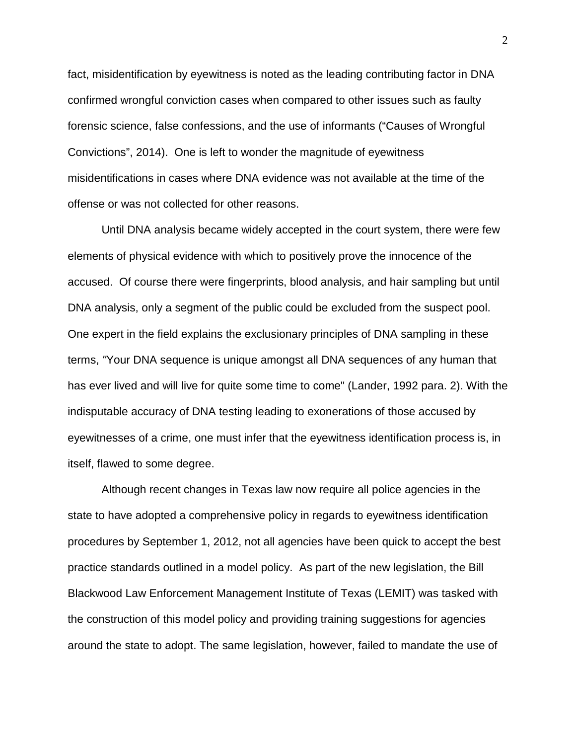fact, misidentification by eyewitness is noted as the leading contributing factor in DNA confirmed wrongful conviction cases when compared to other issues such as faulty forensic science, false confessions, and the use of informants ("Causes of Wrongful Convictions", 2014). One is left to wonder the magnitude of eyewitness misidentifications in cases where DNA evidence was not available at the time of the offense or was not collected for other reasons.

Until DNA analysis became widely accepted in the court system, there were few elements of physical evidence with which to positively prove the innocence of the accused. Of course there were fingerprints, blood analysis, and hair sampling but until DNA analysis, only a segment of the public could be excluded from the suspect pool. One expert in the field explains the exclusionary principles of DNA sampling in these terms, "Your DNA sequence is unique amongst all DNA sequences of any human that has ever lived and will live for quite some time to come" (Lander, 1992 para. 2). With the indisputable accuracy of DNA testing leading to exonerations of those accused by eyewitnesses of a crime, one must infer that the eyewitness identification process is, in itself, flawed to some degree.

Although recent changes in Texas law now require all police agencies in the state to have adopted a comprehensive policy in regards to eyewitness identification procedures by September 1, 2012, not all agencies have been quick to accept the best practice standards outlined in a model policy. As part of the new legislation, the Bill Blackwood Law Enforcement Management Institute of Texas (LEMIT) was tasked with the construction of this model policy and providing training suggestions for agencies around the state to adopt. The same legislation, however, failed to mandate the use of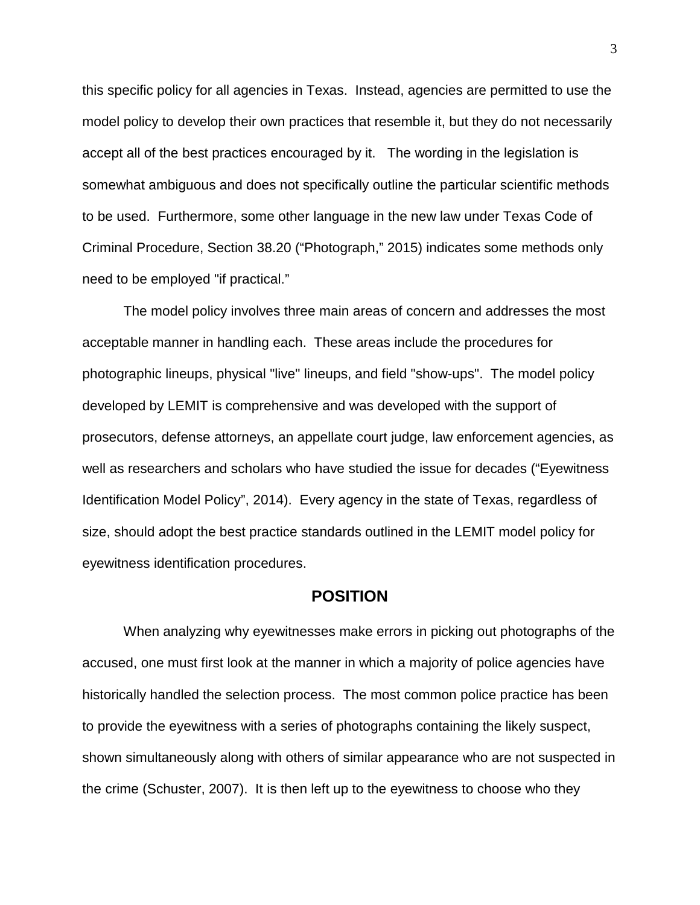this specific policy for all agencies in Texas. Instead, agencies are permitted to use the model policy to develop their own practices that resemble it, but they do not necessarily accept all of the best practices encouraged by it. The wording in the legislation is somewhat ambiguous and does not specifically outline the particular scientific methods to be used. Furthermore, some other language in the new law under Texas Code of Criminal Procedure, Section 38.20 ("Photograph," 2015) indicates some methods only need to be employed "if practical."

The model policy involves three main areas of concern and addresses the most acceptable manner in handling each. These areas include the procedures for photographic lineups, physical "live" lineups, and field "show-ups". The model policy developed by LEMIT is comprehensive and was developed with the support of prosecutors, defense attorneys, an appellate court judge, law enforcement agencies, as well as researchers and scholars who have studied the issue for decades ("Eyewitness Identification Model Policy", 2014). Every agency in the state of Texas, regardless of size, should adopt the best practice standards outlined in the LEMIT model policy for eyewitness identification procedures.

## POSITION

When analyzing why eyewitnesses make errors in picking out photographs of the accused, one must first look at the manner in which a majority of police agencies have historically handled the selection process. The most common police practice has been to provide the eyewitness with a series of photographs containing the likely suspect, shown simultaneously along with others of similar appearance who are not suspected in the crime (Schuster, 2007). It is then left up to the eyewitness to choose who they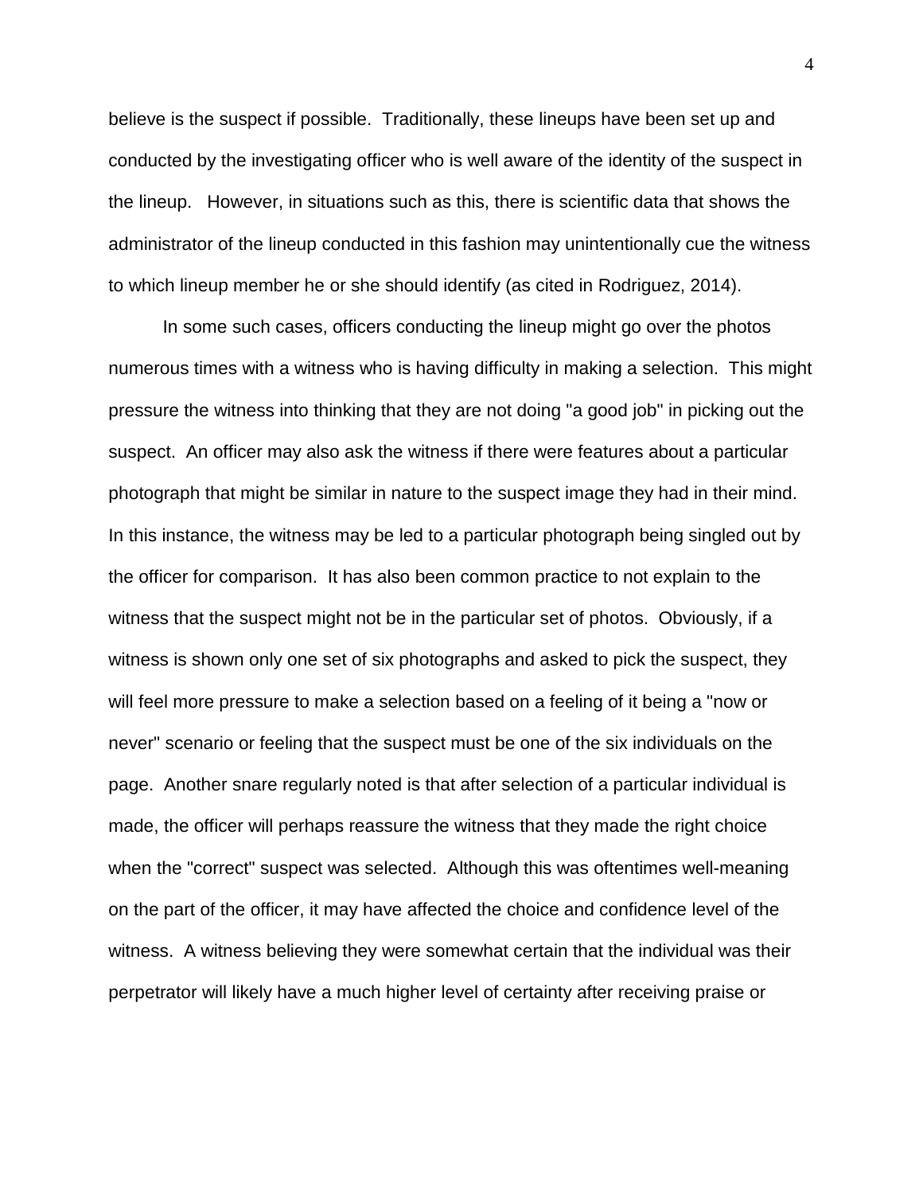believe is the suspect if possible. Traditionally, these lineups have been set up and conducted by the investigating officer who is well aware of the identity of the suspect in the lineup. However, in situations such as this, there is scientific data that shows the administrator of the lineup conducted in this fashion may unintentionally cue the witness to which lineup member he or she should identify (as cited in Rodriguez, 2014).

In some such cases, officers conducting the lineup might go over the photos numerous times with a witness who is having difficulty in making a selection. This might pressure the witness into thinking that they are not doing "a good job" in picking out the suspect. An officer may also ask the witness if there were features about a particular photograph that might be similar in nature to the suspect image they had in their mind. In this instance, the witness may be led to a particular photograph being singled out by the officer for comparison. It has also been common practice to not explain to the witness that the suspect might not be in the particular set of photos. Obviously, if a witness is shown only one set of six photographs and asked to pick the suspect, they will feel more pressure to make a selection based on a feeling of it being a "now or never" scenario or feeling that the suspect must be one of the six individuals on the page. Another snare regularly noted is that after selection of a particular individual is made, the officer will perhaps reassure the witness that they made the right choice when the "correct" suspect was selected. Although this was oftentimes well-meaning on the part of the officer, it may have affected the choice and confidence level of the witness. A witness believing they were somewhat certain that the individual was their perpetrator will likely have a much higher level of certainty after receiving praise or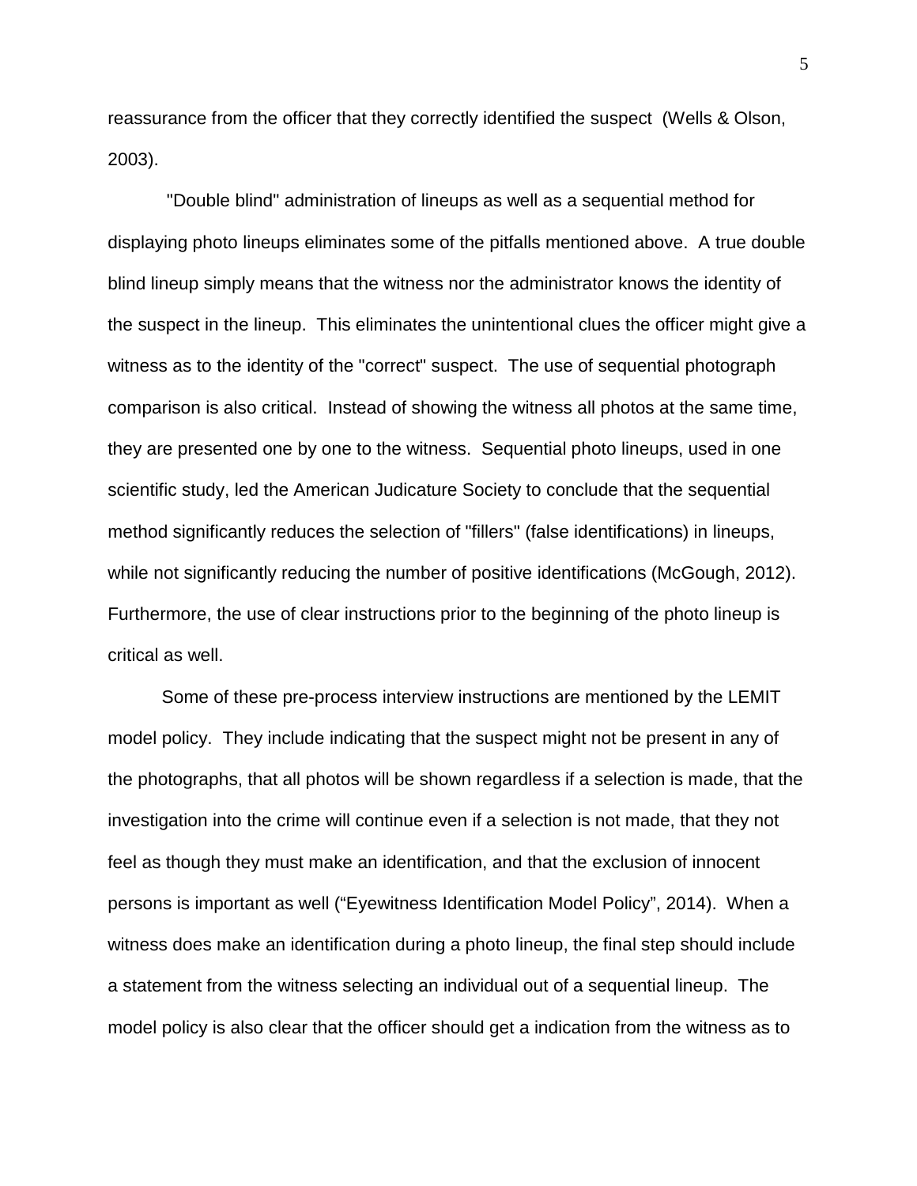reassurance from the officer that they correctly identified the suspect (Wells & Olson, 2003).

"Double blind" administration of lineups as well as a sequential method for displaying photo lineups eliminates some of the pitfalls mentioned above. A true double blind lineup simply means that the witness nor the administrator knows the identity of the suspect in the lineup. This eliminates the unintentional clues the officer might give a witness as to the identity of the "correct" suspect. The use of sequential photograph comparison is also critical. Instead of showing the witness all photos at the same time, they are presented one by one to the witness. Sequential photo lineups, used in one scientific study, led the American Judicature Society to conclude that the sequential method significantly reduces the selection of "fillers" (false identifications) in lineups, while not significantly reducing the number of positive identifications (McGough, 2012). Furthermore, the use of clear instructions prior to the beginning of the photo lineup is critical as well.

Some of these pre-process interview instructions are mentioned by the LEMIT model policy. They include indicating that the suspect might not be present in any of the photographs, that all photos will be shown regardless if a selection is made, that the investigation into the crime will continue even if a selection is not made, that they not feel as though they must make an identification, and that the exclusion of innocent persons is important as well ("Eyewitness Identification Model Policy", 2014). When a witness does make an identification during a photo lineup, the final step should include a statement from the witness selecting an individual out of a sequential lineup. The model policy is also clear that the officer should get a indication from the witness as to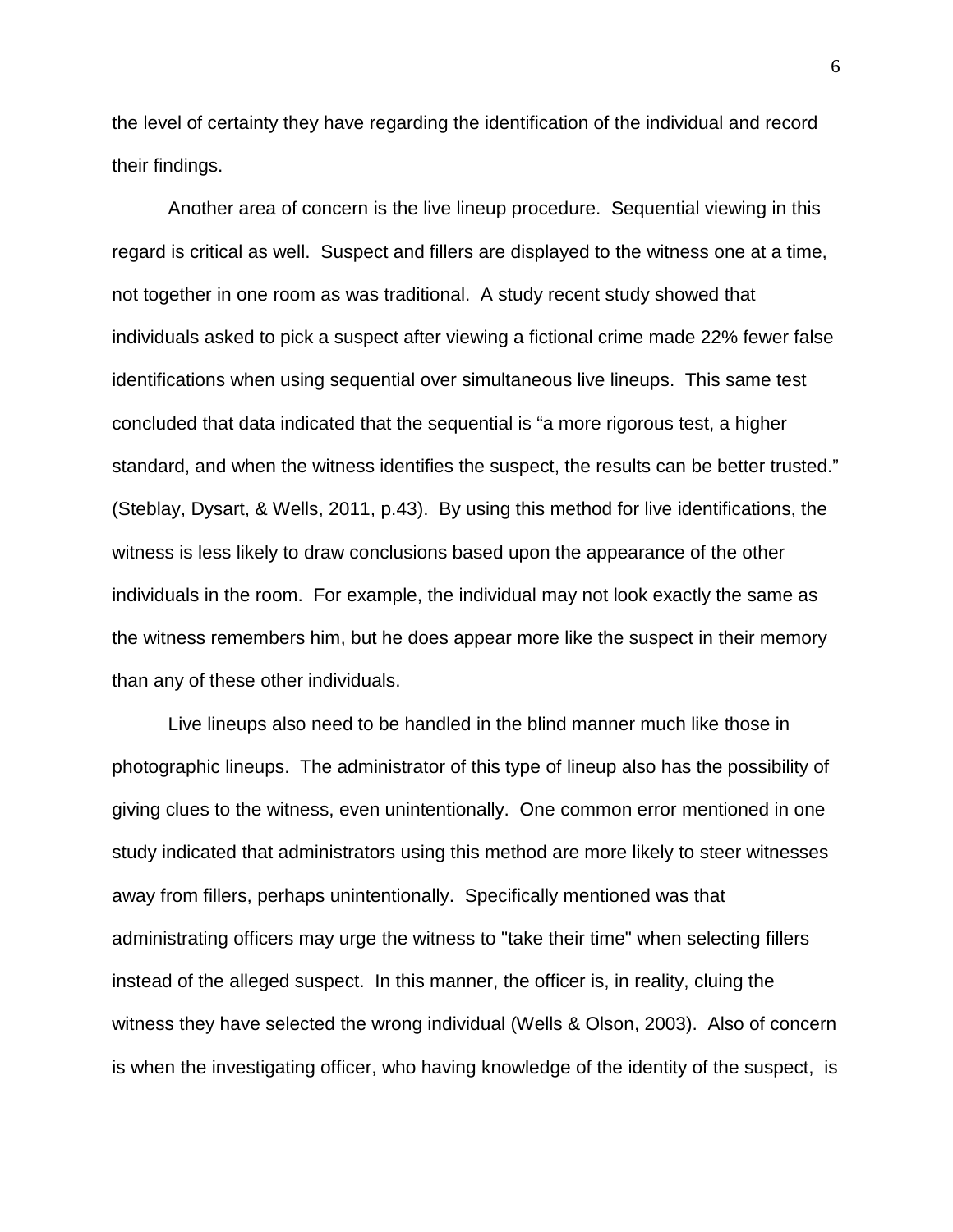the level of certainty they have regarding the identification of the individual and record their findings.

Another area of concern is the live lineup procedure. Sequential viewing in this regard is critical as well. Suspect and fillers are displayed to the witness one at a time, not together in one room as was traditional. A study recent study showed that individuals asked to pick a suspect after viewing a fictional crime made 22% fewer false identifications when using sequential over simultaneous live lineups. This same test concluded that data indicated that the sequential is “a more rigorous test, a higher standard, and when the witness identifies the suspect, the results can be better trusted.” (Steblay, Dysart, & Wells, 2011, p.43). By using this method for live identifications, the witness is less likely to draw conclusions based upon the appearance of the other individuals in the room. For example, the individual may not look exactly the same as the witness remembers him, but he does appear more like the suspect in their memory than any of these other individuals.

Live lineups also need to be handled in the blind manner much like those in photographic lineups. The administrator of this type of lineup also has the possibility of giving clues to the witness, even unintentionally. One common error mentioned in one study indicated that administrators using this method are more likely to steer witnesses away from fillers, perhaps unintentionally. Specifically mentioned was that administrating officers may urge the witness to "take their time" when selecting fillers instead of the alleged suspect. In this manner, the officer is, in reality, cluing the witness they have selected the wrong individual (Wells & Olson, 2003). Also of concern is when the investigating officer, who having knowledge of the identity of the suspect, is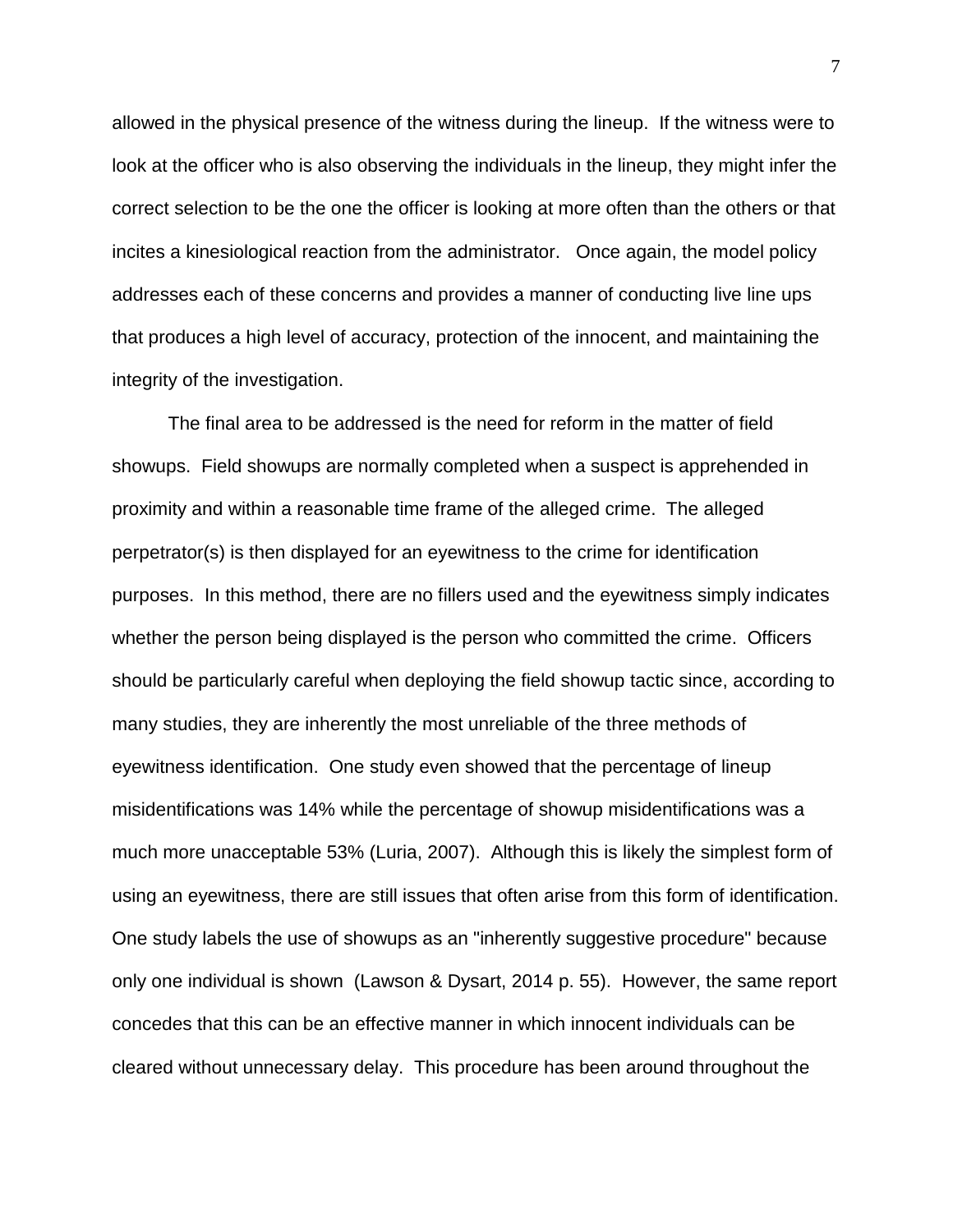allowed in the physical presence of the witness during the lineup. If the witness were to look at the officer who is also observing the individuals in the lineup, they might infer the correct selection to be the one the officer is looking at more often than the others or that incites a kinesiological reaction from the administrator. Once again, the model policy addresses each of these concerns and provides a manner of conducting live line ups that produces a high level of accuracy, protection of the innocent, and maintaining the integrity of the investigation.

The final area to be addressed is the need for reform in the matter of field showups. Field showups are normally completed when a suspect is apprehended in proximity and within a reasonable time frame of the alleged crime. The alleged perpetrator(s) is then displayed for an eyewitness to the crime for identification purposes. In this method, there are no fillers used and the eyewitness simply indicates whether the person being displayed is the person who committed the crime. Officers should be particularly careful when deploying the field showup tactic since, according to many studies, they are inherently the most unreliable of the three methods of eyewitness identification. One study even showed that the percentage of lineup misidentifications was 14% while the percentage of showup misidentifications was a much more unacceptable 53% (Luria, 2007). Although this is likely the simplest form of using an eyewitness, there are still issues that often arise from this form of identification. One study labels the use of showups as an "inherently suggestive procedure" because only one individual is shown (Lawson & Dysart, 2014 p. 55). However, the same report concedes that this can be an effective manner in which innocent individuals can be cleared without unnecessary delay. This procedure has been around throughout the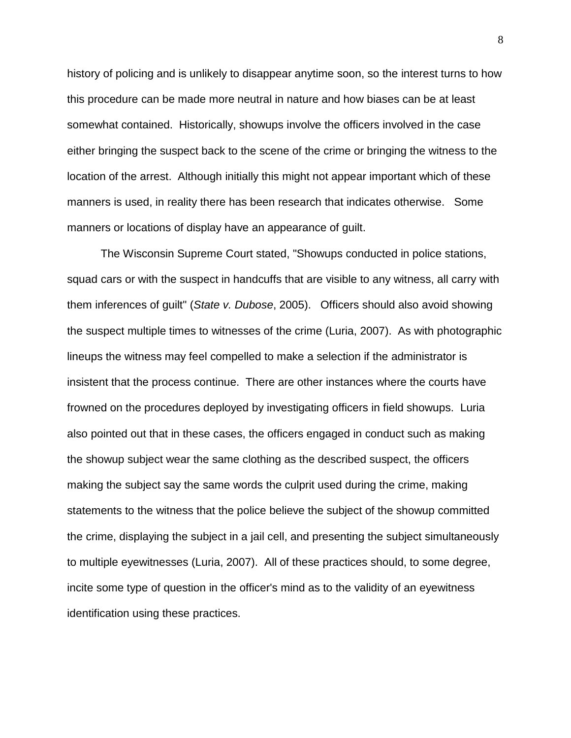history of policing and is unlikely to disappear anytime soon, so the interest turns to how this procedure can be made more neutral in nature and how biases can be at least somewhat contained. Historically, showups involve the officers involved in the case either bringing the suspect back to the scene of the crime or bringing the witness to the location of the arrest. Although initially this might not appear important which of these manners is used, in reality there has been research that indicates otherwise. Some manners or locations of display have an appearance of guilt.

The Wisconsin Supreme Court stated, "Showups conducted in police stations, squad cars or with the suspect in handcuffs that are visible to any witness, all carry with them inferences of guilt" (*State v. Dubose*, 2005). Officers should also avoid showing the suspect multiple times to witnesses of the crime (Luria, 2007). As with photographic lineups the witness may feel compelled to make a selection if the administrator is insistent that the process continue. There are other instances where the courts have frowned on the procedures deployed by investigating officers in field showups. Luria also pointed out that in these cases, the officers engaged in conduct such as making the showup subject wear the same clothing as the described suspect, the officers making the subject say the same words the culprit used during the crime, making statements to the witness that the police believe the subject of the showup committed the crime, displaying the subject in a jail cell, and presenting the subject simultaneously to multiple eyewitnesses (Luria, 2007). All of these practices should, to some degree, incite some type of question in the officer's mind as to the validity of an eyewitness identification using these practices.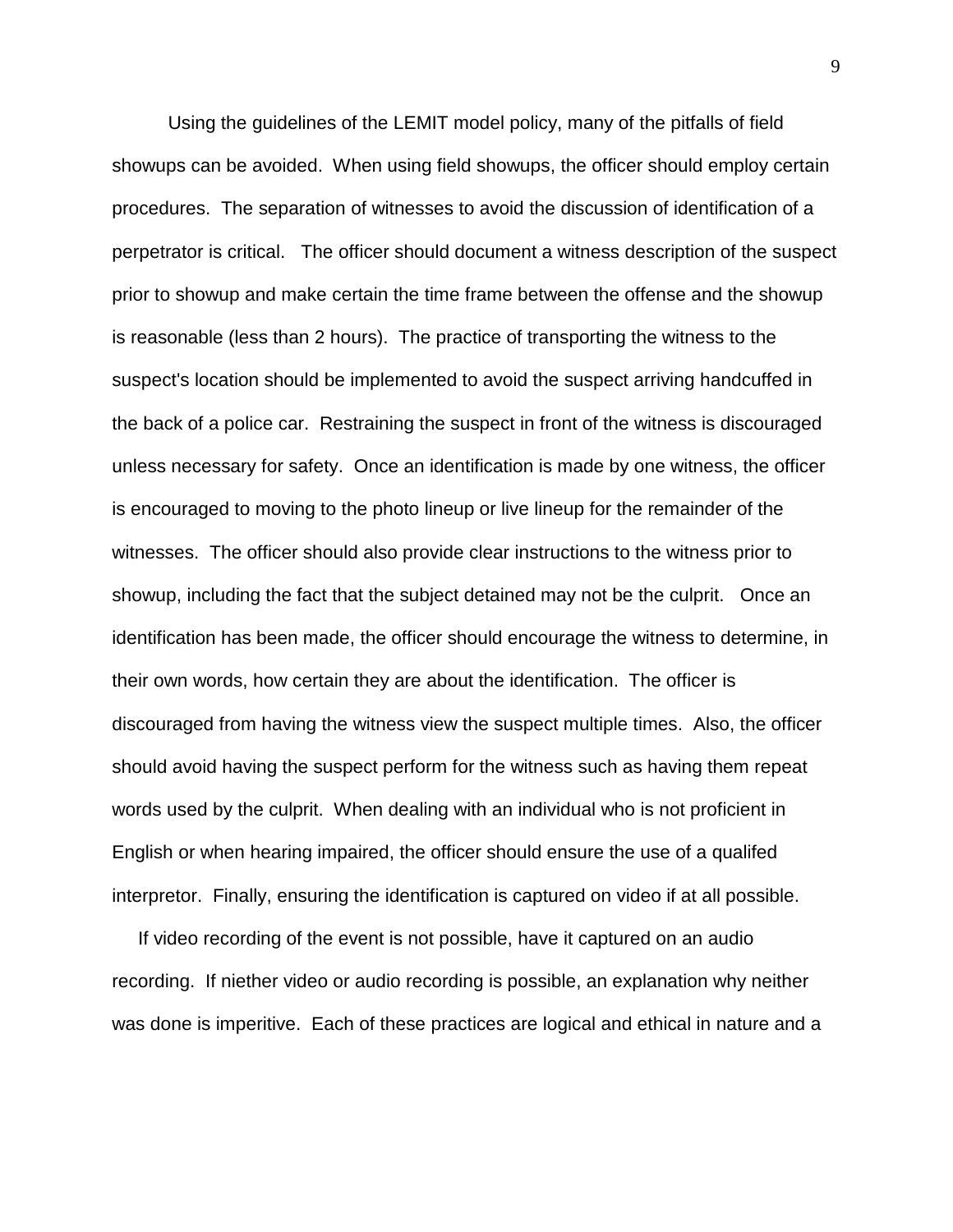Using the guidelines of the LEMIT model policy, many of the pitfalls of field showups can be avoided. When using field showups, the officer should employ certain procedures. The separation of witnesses to avoid the discussion of identification of a perpetrator is critical. The officer should document a witness description of the suspect prior to showup and make certain the time frame between the offense and the showup is reasonable (less than 2 hours). The practice of transporting the witness to the suspect's location should be implemented to avoid the suspect arriving handcuffed in the back of a police car. Restraining the suspect in front of the witness is discouraged unless necessary for safety. Once an identification is made by one witness, the officer is encouraged to moving to the photo lineup or live lineup for the remainder of the witnesses. The officer should also provide clear instructions to the witness prior to showup, including the fact that the subject detained may not be the culprit. Once an identification has been made, the officer should encourage the witness to determine, in their own words, how certain they are about the identification. The officer is discouraged from having the witness view the suspect multiple times. Also, the officer should avoid having the suspect perform for the witness such as having them repeat words used by the culprit. When dealing with an individual who is not proficient in English or when hearing impaired, the officer should ensure the use of a qualifed interpretor. Finally, ensuring the identification is captured on video if at all possible.

If video recording of the event is not possible, have it captured on an audio recording. If niether video or audio recording is possible, an explanation why neither was done is imperitive. Each of these practices are logical and ethical in nature and a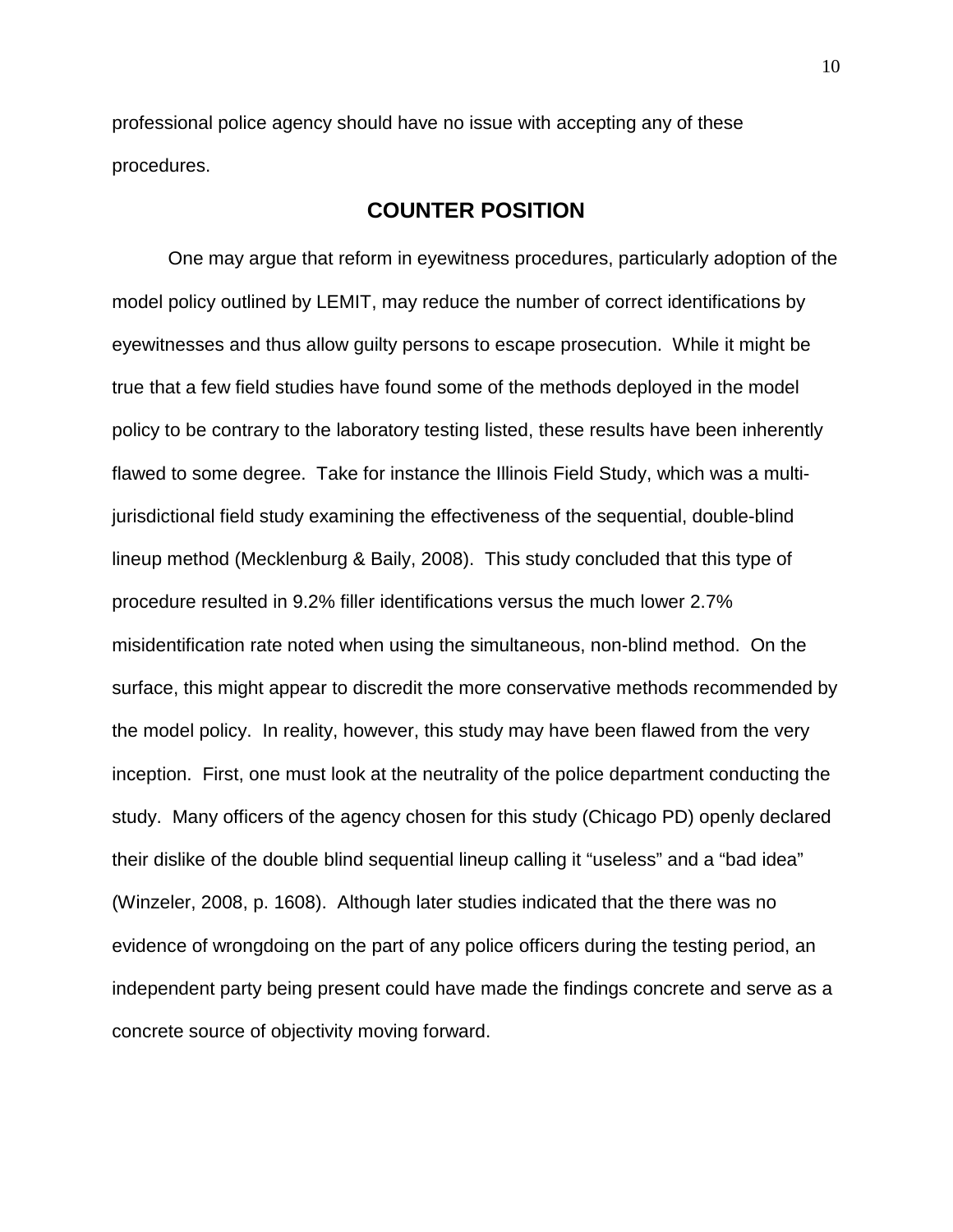professional police agency should have no issue with accepting any of these procedures.

## COUNTER POSITION

One may argue that reform in eyewitness procedures, particularly adoption of the model policy outlined by LEMIT, may reduce the number of correct identifications by eyewitnesses and thus allow guilty persons to escape prosecution. While it might be true that a few field studies have found some of the methods deployed in the model policy to be contrary to the laboratory testing listed, these results have been inherently flawed to some degree. Take for instance the Illinois Field Study, which was a multi-jurisdictional field study examining the effectiveness of the sequential, double-blind lineup method (Mecklenburg & Baily, 2008). This study concluded that this type of procedure resulted in 9.2% filler identifications versus the much lower 2.7% misidentification rate noted when using the simultaneous, non-blind method. On the surface, this might appear to discredit the more conservative methods recommended by the model policy. In reality, however, this study may have been flawed from the very inception. First, one must look at the neutrality of the police department conducting the study. Many officers of the agency chosen for this study (Chicago PD) openly declared their dislike of the double blind sequential lineup calling it "useless" and a "bad idea" (Winzeler, 2008, p. 1608). Although later studies indicated that the there was no evidence of wrongdoing on the part of any police officers during the testing period, an independent party being present could have made the findings concrete and serve as a concrete source of objectivity moving forward.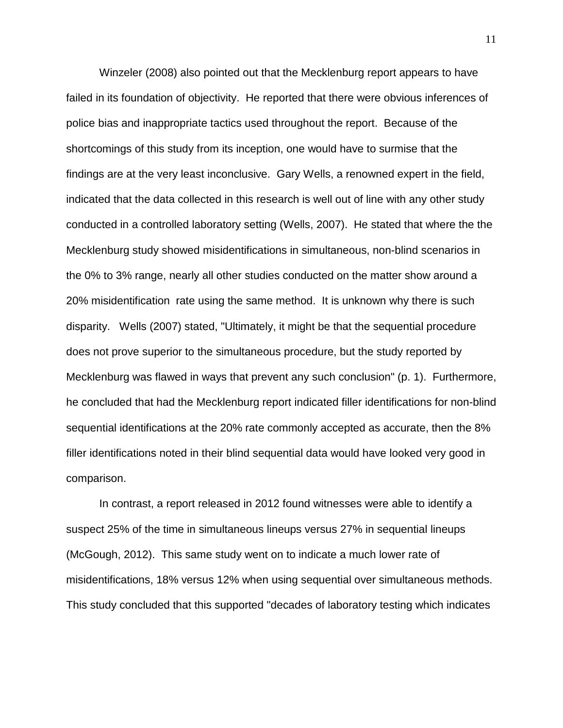Winzeler (2008) also pointed out that the Mecklenburg report appears to have failed in its foundation of objectivity. He reported that there were obvious inferences of police bias and inappropriate tactics used throughout the report. Because of the shortcomings of this study from its inception, one would have to surmise that the findings are at the very least inconclusive. Gary Wells, a renowned expert in the field, indicated that the data collected in this research is well out of line with any other study conducted in a controlled laboratory setting (Wells, 2007). He stated that where the the Mecklenburg study showed misidentifications in simultaneous, non-blind scenarios in the 0% to 3% range, nearly all other studies conducted on the matter show around a 20% misidentification rate using the same method. It is unknown why there is such disparity. Wells (2007) stated, "Ultimately, it might be that the sequential procedure does not prove superior to the simultaneous procedure, but the study reported by Mecklenburg was flawed in ways that prevent any such conclusion" (p. 1). Furthermore, he concluded that had the Mecklenburg report indicated filler identifications for non-blind sequential identifications at the 20% rate commonly accepted as accurate, then the 8% filler identifications noted in their blind sequential data would have looked very good in comparison.

In contrast, a report released in 2012 found witnesses were able to identify a suspect 25% of the time in simultaneous lineups versus 27% in sequential lineups (McGough, 2012). This same study went on to indicate a much lower rate of misidentifications, 18% versus 12% when using sequential over simultaneous methods. This study concluded that this supported "decades of laboratory testing which indicates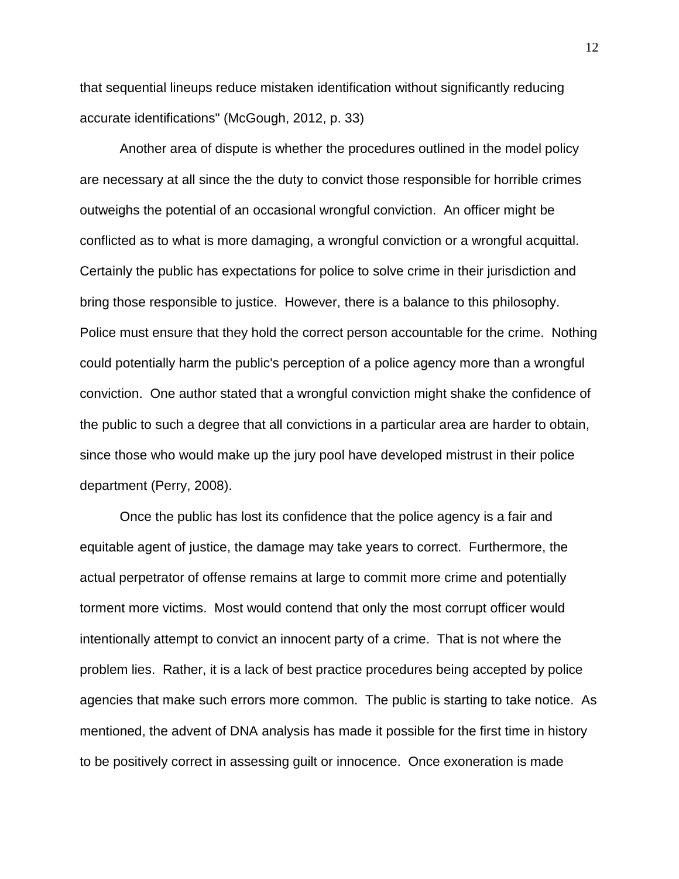that sequential lineups reduce mistaken identification without significantly reducing accurate identifications" (McGough, 2012, p. 33)

Another area of dispute is whether the procedures outlined in the model policy are necessary at all since the the duty to convict those responsible for horrible crimes outweighs the potential of an occasional wrongful conviction. An officer might be conflicted as to what is more damaging, a wrongful conviction or a wrongful acquittal. Certainly the public has expectations for police to solve crime in their jurisdiction and bring those responsible to justice. However, there is a balance to this philosophy. Police must ensure that they hold the correct person accountable for the crime. Nothing could potentially harm the public's perception of a police agency more than a wrongful conviction. One author stated that a wrongful conviction might shake the confidence of the public to such a degree that all convictions in a particular area are harder to obtain, since those who would make up the jury pool have developed mistrust in their police department (Perry, 2008).

Once the public has lost its confidence that the police agency is a fair and equitable agent of justice, the damage may take years to correct. Furthermore, the actual perpetrator of offense remains at large to commit more crime and potentially torment more victims. Most would contend that only the most corrupt officer would intentionally attempt to convict an innocent party of a crime. That is not where the problem lies. Rather, it is a lack of best practice procedures being accepted by police agencies that make such errors more common. The public is starting to take notice. As mentioned, the advent of DNA analysis has made it possible for the first time in history to be positively correct in assessing guilt or innocence. Once exoneration is made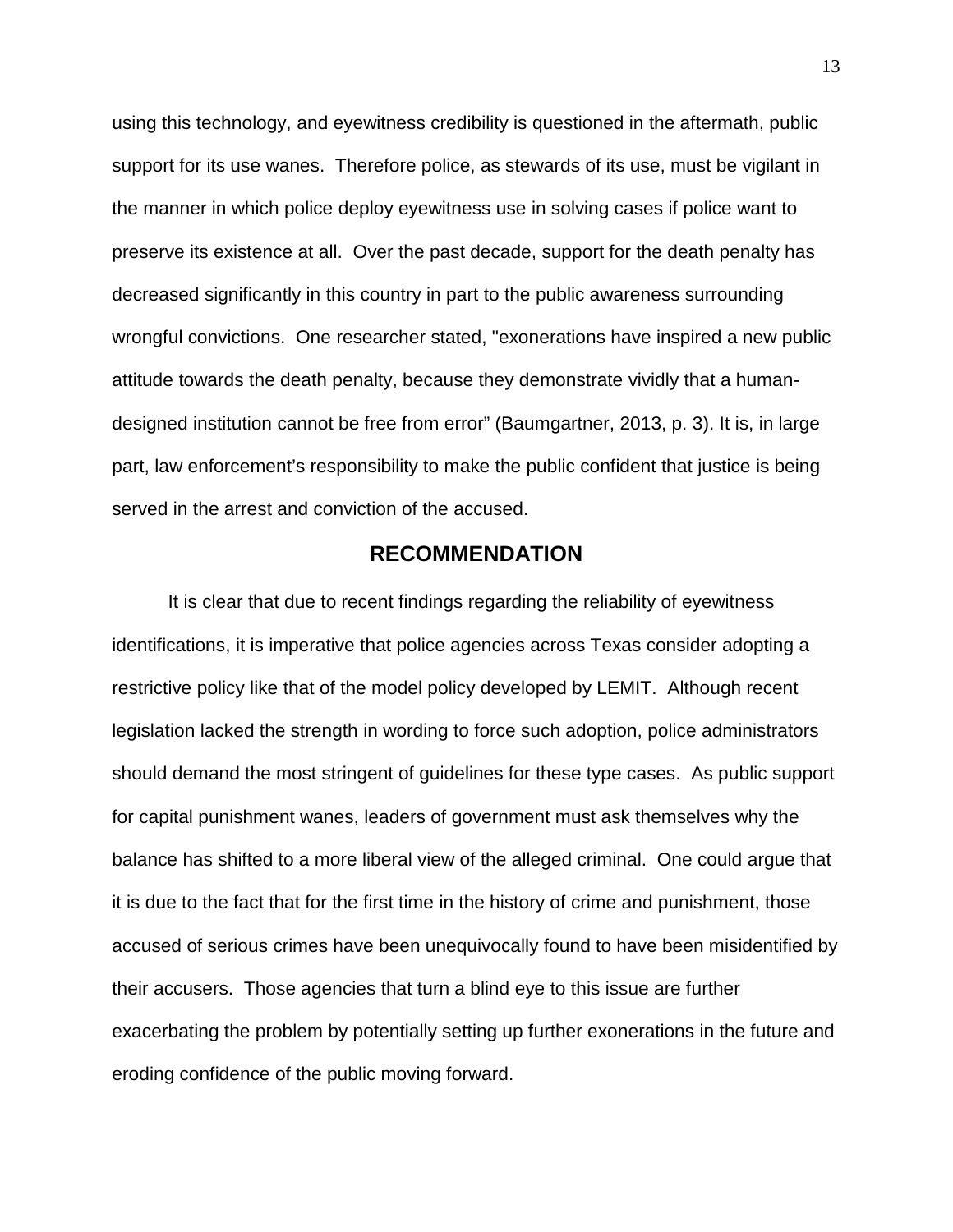using this technology, and eyewitness credibility is questioned in the aftermath, public support for its use wanes. Therefore police, as stewards of its use, must be vigilant in the manner in which police deploy eyewitness use in solving cases if police want to preserve its existence at all. Over the past decade, support for the death penalty has decreased significantly in this country in part to the public awareness surrounding wrongful convictions. One researcher stated, "exonerations have inspired a new public attitude towards the death penalty, because they demonstrate vividly that a human-designed institution cannot be free from error" (Baumgartner, 2013, p. 3). It is, in large part, law enforcement's responsibility to make the public confident that justice is being served in the arrest and conviction of the accused.

## RECOMMENDATION

It is clear that due to recent findings regarding the reliability of eyewitness identifications, it is imperative that police agencies across Texas consider adopting a restrictive policy like that of the model policy developed by LEMIT. Although recent legislation lacked the strength in wording to force such adoption, police administrators should demand the most stringent of guidelines for these type cases. As public support for capital punishment wanes, leaders of government must ask themselves why the balance has shifted to a more liberal view of the alleged criminal. One could argue that it is due to the fact that for the first time in the history of crime and punishment, those accused of serious crimes have been unequivocally found to have been misidentified by their accusers. Those agencies that turn a blind eye to this issue are further exacerbating the problem by potentially setting up further exonerations in the future and eroding confidence of the public moving forward.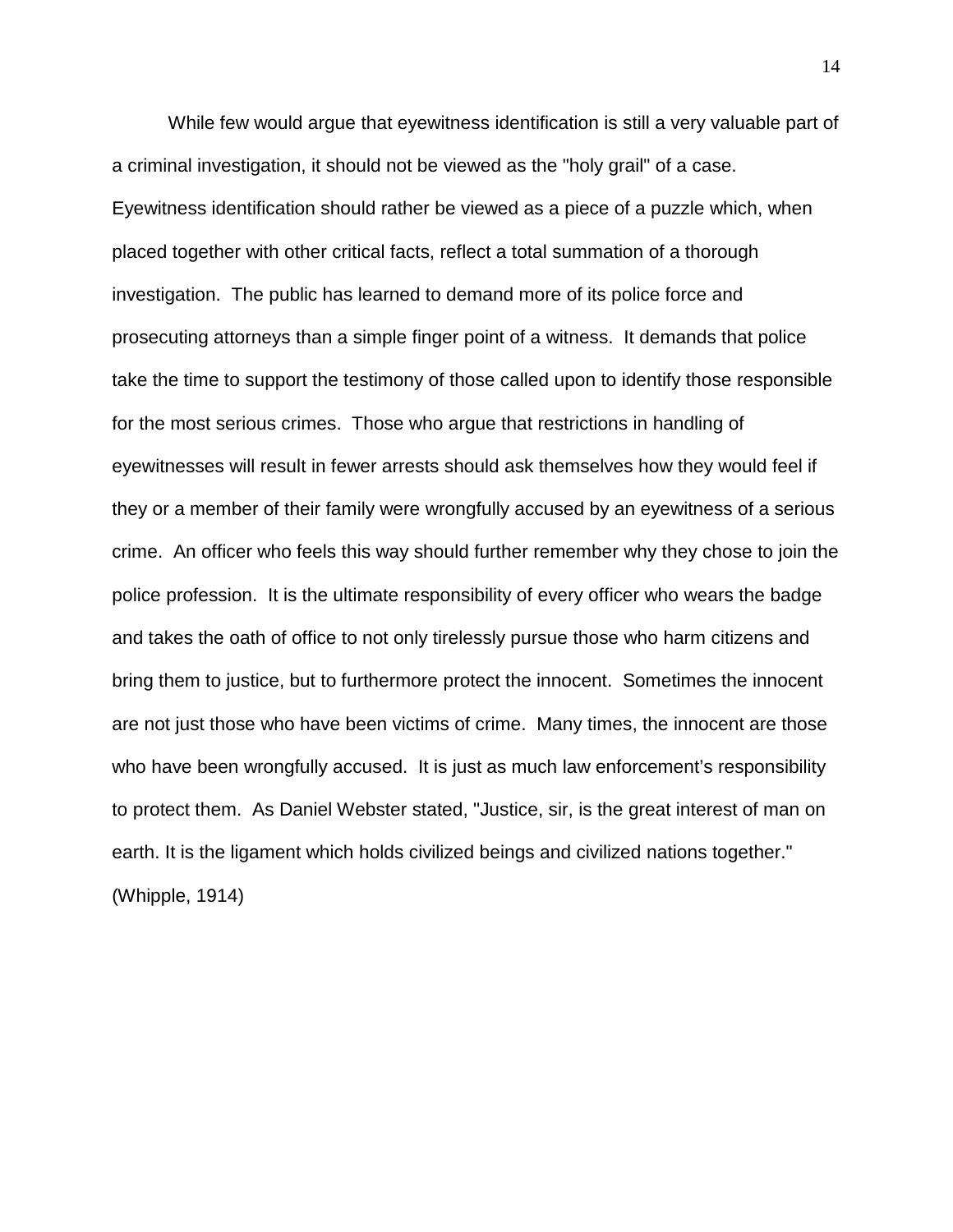While few would argue that eyewitness identification is still a very valuable part of a criminal investigation, it should not be viewed as the "holy grail" of a case. Eyewitness identification should rather be viewed as a piece of a puzzle which, when placed together with other critical facts, reflect a total summation of a thorough investigation. The public has learned to demand more of its police force and prosecuting attorneys than a simple finger point of a witness. It demands that police take the time to support the testimony of those called upon to identify those responsible for the most serious crimes. Those who argue that restrictions in handling of eyewitnesses will result in fewer arrests should ask themselves how they would feel if they or a member of their family were wrongfully accused by an eyewitness of a serious crime. An officer who feels this way should further remember why they chose to join the police profession. It is the ultimate responsibility of every officer who wears the badge and takes the oath of office to not only tirelessly pursue those who harm citizens and bring them to justice, but to furthermore protect the innocent. Sometimes the innocent are not just those who have been victims of crime. Many times, the innocent are those who have been wrongfully accused. It is just as much law enforcement's responsibility to protect them. As Daniel Webster stated, "Justice, sir, is the great interest of man on earth. It is the ligament which holds civilized beings and civilized nations together." (Whipple, 1914)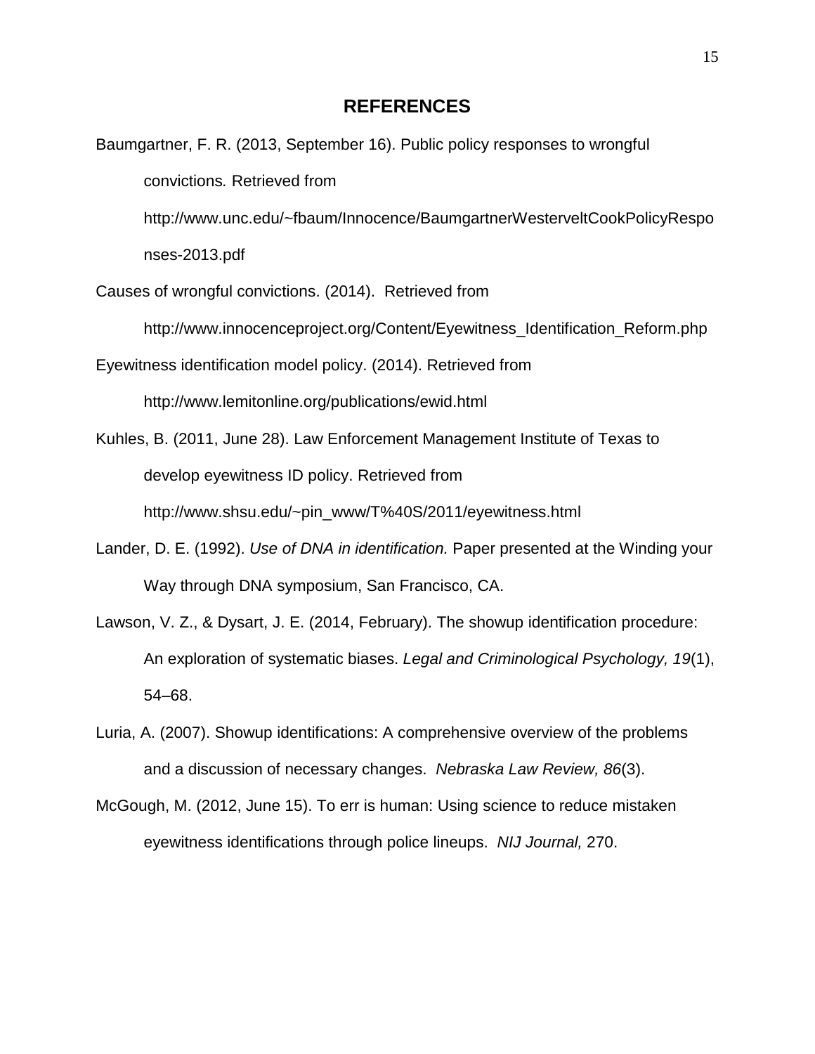# REFERENCES

Baumgartner, F. R. (2013, September 16). Public policy responses to wrongful convictions*.* Retrieved from http://www.unc.edu/~fbaum/Innocence/BaumgartnerWesterveltCookPolicyResponses-2013.pdf

Causes of wrongful convictions. (2014). Retrieved from http://www.innocenceproject.org/Content/Eyewitness_Identification_Reform.php

Eyewitness identification model policy. (2014). Retrieved from http://www.lemitonline.org/publications/ewid.html

Kuhles, B. (2011, June 28). Law Enforcement Management Institute of Texas to develop eyewitness ID policy. Retrieved from http://www.shsu.edu/~pin_www/T%40S/2011/eyewitness.html

Lander, D. E. (1992). *Use of DNA in identification.* Paper presented at the Winding your Way through DNA symposium, San Francisco, CA.

Lawson, V. Z., & Dysart, J. E. (2014, February). The showup identification procedure: An exploration of systematic biases. *Legal and Criminological Psychology, 19*(1), 54–68.

Luria, A. (2007). Showup identifications: A comprehensive overview of the problems and a discussion of necessary changes. *Nebraska Law Review, 86*(3).

McGough, M. (2012, June 15). To err is human: Using science to reduce mistaken eyewitness identifications through police lineups. *NIJ Journal,* 270.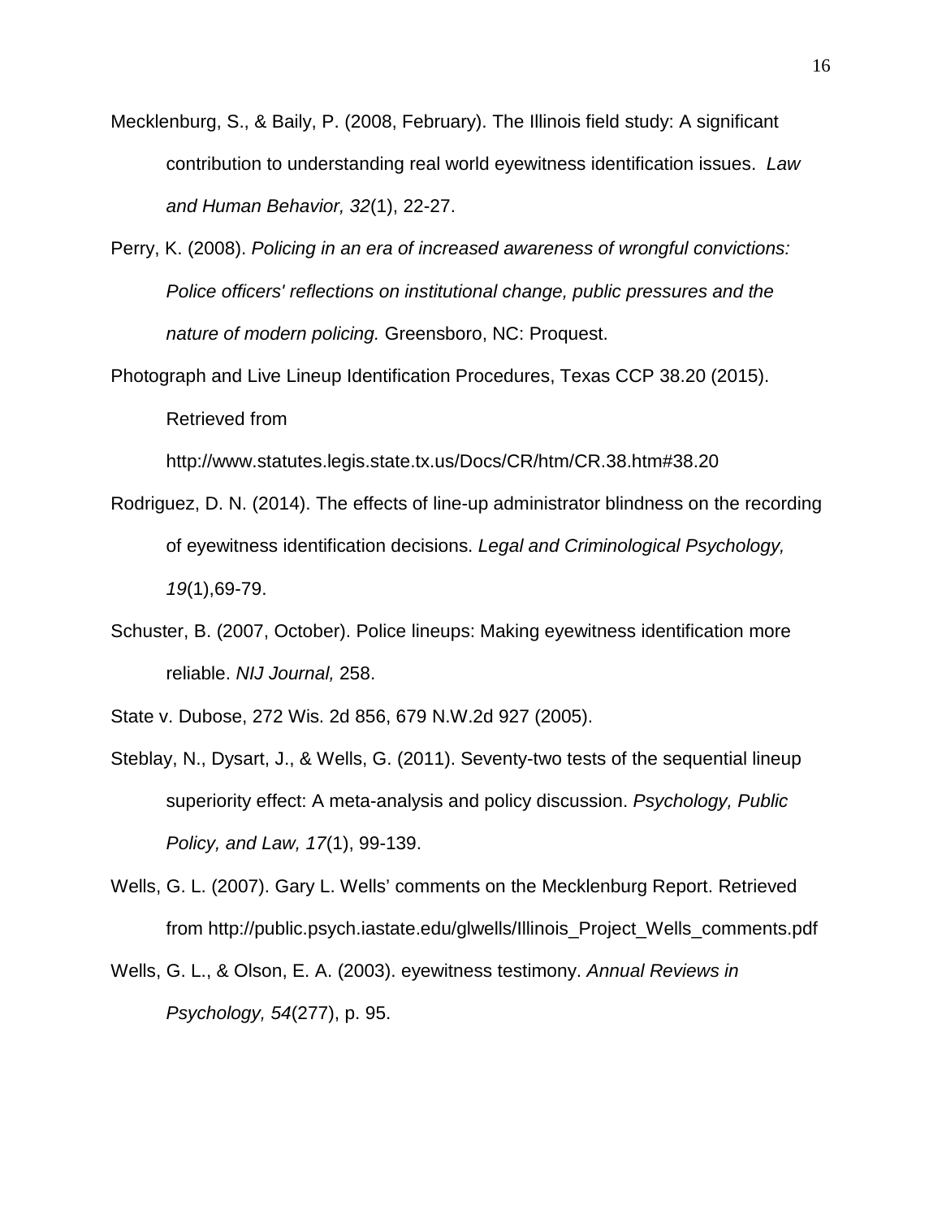Mecklenburg, S., & Baily, P. (2008, February). The Illinois field study: A significant contribution to understanding real world eyewitness identification issues. *Law and Human Behavior, 32*(1), 22-27.

Perry, K. (2008). *Policing in an era of increased awareness of wrongful convictions: Police officers' reflections on institutional change, public pressures and the nature of modern policing.* Greensboro, NC: Proquest.

Photograph and Live Lineup Identification Procedures, Texas CCP 38.20 (2015). Retrieved from http://www.statutes.legis.state.tx.us/Docs/CR/htm/CR.38.htm#38.20

Rodriguez, D. N. (2014). The effects of line-up administrator blindness on the recording of eyewitness identification decisions. *Legal and Criminological Psychology, 19*(1),69-79.

Schuster, B. (2007, October). Police lineups: Making eyewitness identification more reliable. *NIJ Journal,* 258.

State v. Dubose, 272 Wis. 2d 856, 679 N.W.2d 927 (2005).

Steblay, N., Dysart, J., & Wells, G. (2011). Seventy-two tests of the sequential lineup superiority effect: A meta-analysis and policy discussion. *Psychology, Public Policy, and Law, 17*(1), 99-139.

Wells, G. L. (2007). Gary L. Wells' comments on the Mecklenburg Report. Retrieved from http://public.psych.iastate.edu/glwells/Illinois_Project_Wells_comments.pdf

Wells, G. L., & Olson, E. A. (2003). eyewitness testimony. *Annual Reviews in Psychology, 54*(277), p. 95.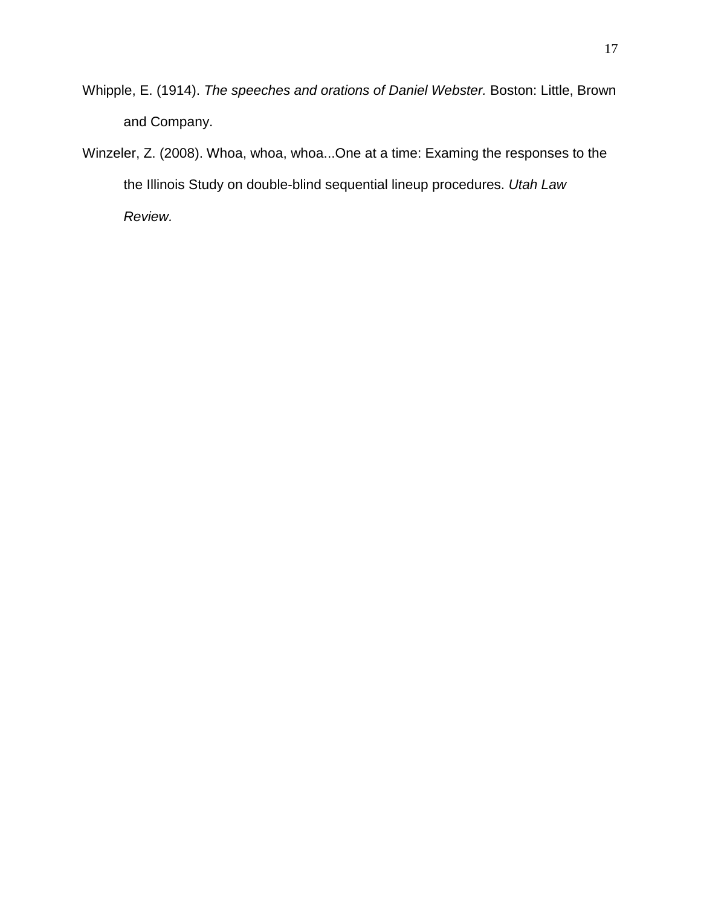Whipple, E. (1914). *The speeches and orations of Daniel Webster.* Boston: Little, Brown and Company.

Winzeler, Z. (2008). Whoa, whoa, whoa...One at a time: Examing the responses to the the Illinois Study on double-blind sequential lineup procedures. *Utah Law Review.*